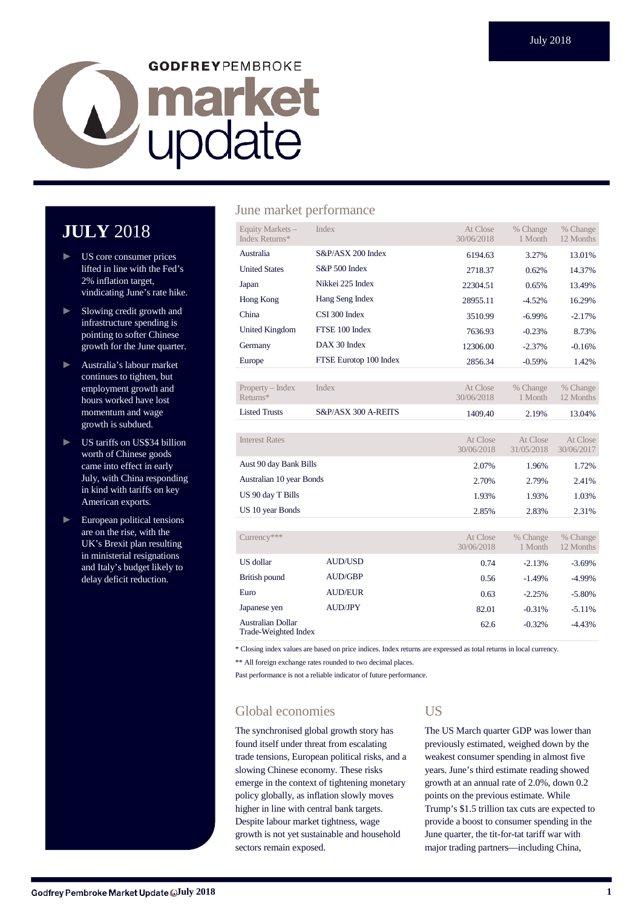July 2018

GODFREY PEMBROKE

# market update

## JULY 2018

- US core consumer prices lifted in line with the Fed's 2% inflation target, vindicating June's rate hike.
- Slowing credit growth and infrastructure spending is pointing to softer Chinese growth for the June quarter.
- Australia's labour market continues to tighten, but employment growth and hours worked have lost momentum and wage growth is subdued.
- US tariffs on US$34 billion worth of Chinese goods came into effect in early July, with China responding in kind with tariffs on key American exports.
- European political tensions are on the rise, with the UK's Brexit plan resulting in ministerial resignations and Italy's budget likely to delay deficit reduction.

## June market performance

| Equity Markets – Index Returns* | Index | At Close 30/06/2018 | % Change 1 Month | % Change 12 Months |
|---|---|---|---|---|
| Australia | S&P/ASX 200 Index | 6194.63 | 3.27% | 13.01% |
| United States | S&P 500 Index | 2718.37 | 0.62% | 14.37% |
| Japan | Nikkei 225 Index | 22304.51 | 0.65% | 13.49% |
| Hong Kong | Hang Seng Index | 28955.11 | -4.52% | 16.29% |
| China | CSI 300 Index | 3510.99 | -6.99% | -2.17% |
| United Kingdom | FTSE 100 Index | 7636.93 | -0.23% | 8.73% |
| Germany | DAX 30 Index | 12306.00 | -2.37% | -0.16% |
| Europe | FTSE Eurotop 100 Index | 2856.34 | -0.59% | 1.42% |

| Property – Index Returns* | Index | At Close 30/06/2018 | % Change 1 Month | % Change 12 Months |
|---|---|---|---|---|
| Listed Trusts | S&P/ASX 300 A-REITS | 1409.40 | 2.19% | 13.04% |

| Interest Rates | At Close 30/06/2018 | At Close 31/05/2018 | At Close 30/06/2017 |
|---|---|---|---|
| Aust 90 day Bank Bills | 2.07% | 1.96% | 1.72% |
| Australian 10 year Bonds | 2.70% | 2.79% | 2.41% |
| US 90 day T Bills | 1.93% | 1.93% | 1.03% |
| US 10 year Bonds | 2.85% | 2.83% | 2.31% |

| Currency*** | | At Close 30/06/2018 | % Change 1 Month | % Change 12 Months |
|---|---|---|---|---|
| US dollar | AUD/USD | 0.74 | -2.13% | -3.69% |
| British pound | AUD/GBP | 0.56 | -1.49% | -4.99% |
| Euro | AUD/EUR | 0.63 | -2.25% | -5.80% |
| Japanese yen | AUD/JPY | 82.01 | -0.31% | -5.11% |
| Australian Dollar Trade-Weighted Index | | 62.6 | -0.32% | -4.43% |

* Closing index values are based on price indices. Index returns are expressed as total returns in local currency.

** All foreign exchange rates rounded to two decimal places.

Past performance is not a reliable indicator of future performance.

## Global economies

The synchronised global growth story has found itself under threat from escalating trade tensions, European political risks, and a slowing Chinese economy. These risks emerge in the context of tightening monetary policy globally, as inflation slowly moves higher in line with central bank targets. Despite labour market tightness, wage growth is not yet sustainable and household sectors remain exposed.

## US

The US March quarter GDP was lower than previously estimated, weighed down by the weakest consumer spending in almost five years. June's third estimate reading showed growth at an annual rate of 2.0%, down 0.2 points on the previous estimate. While Trump's $1.5 trillion tax cuts are expected to provide a boost to consumer spending in the June quarter, the tit-for-tat tariff war with major trading partners—including China,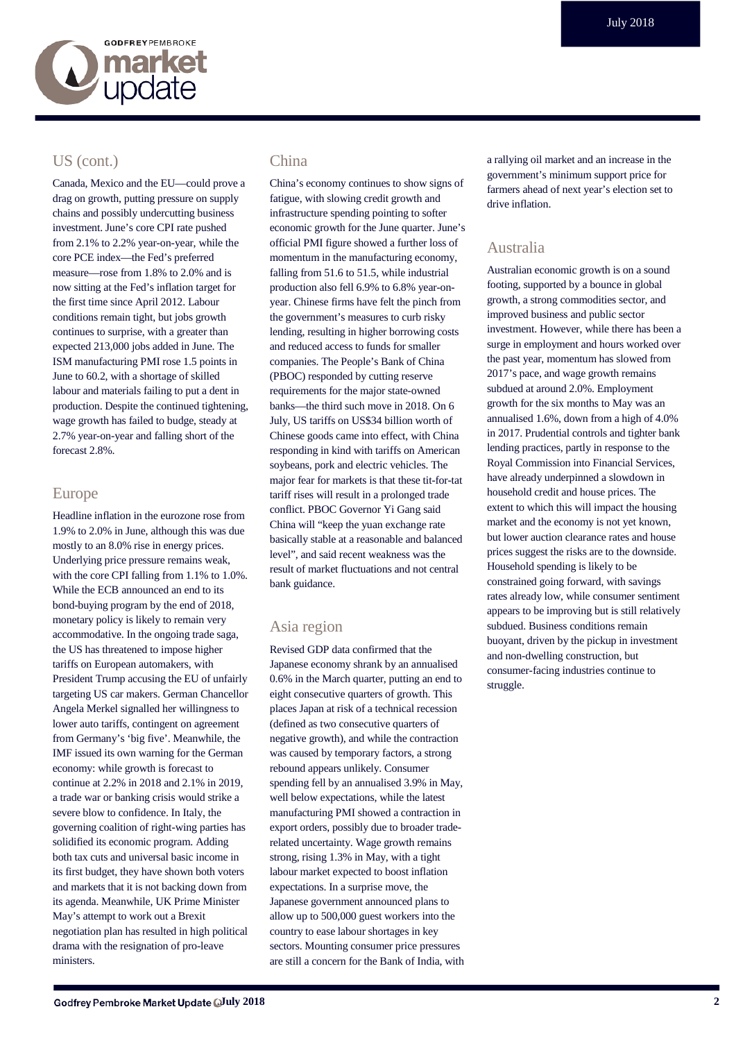## US (cont.)

Canada, Mexico and the EU—could prove a drag on growth, putting pressure on supply chains and possibly undercutting business investment. June's core CPI rate pushed from 2.1% to 2.2% year-on-year, while the core PCE index—the Fed's preferred measure—rose from 1.8% to 2.0% and is now sitting at the Fed's inflation target for the first time since April 2012. Labour conditions remain tight, but jobs growth continues to surprise, with a greater than expected 213,000 jobs added in June. The ISM manufacturing PMI rose 1.5 points in June to 60.2, with a shortage of skilled labour and materials failing to put a dent in production. Despite the continued tightening, wage growth has failed to budge, steady at 2.7% year-on-year and falling short of the forecast 2.8%.

## Europe

Headline inflation in the eurozone rose from 1.9% to 2.0% in June, although this was due mostly to an 8.0% rise in energy prices. Underlying price pressure remains weak, with the core CPI falling from 1.1% to 1.0%. While the ECB announced an end to its bond-buying program by the end of 2018, monetary policy is likely to remain very accommodative. In the ongoing trade saga, the US has threatened to impose higher tariffs on European automakers, with President Trump accusing the EU of unfairly targeting US car makers. German Chancellor Angela Merkel signalled her willingness to lower auto tariffs, contingent on agreement from Germany's 'big five'. Meanwhile, the IMF issued its own warning for the German economy: while growth is forecast to continue at 2.2% in 2018 and 2.1% in 2019, a trade war or banking crisis would strike a severe blow to confidence. In Italy, the governing coalition of right-wing parties has solidified its economic program. Adding both tax cuts and universal basic income in its first budget, they have shown both voters and markets that it is not backing down from its agenda. Meanwhile, UK Prime Minister May's attempt to work out a Brexit negotiation plan has resulted in high political drama with the resignation of pro-leave ministers.

## China

China's economy continues to show signs of fatigue, with slowing credit growth and infrastructure spending pointing to softer economic growth for the June quarter. June's official PMI figure showed a further loss of momentum in the manufacturing economy, falling from 51.6 to 51.5, while industrial production also fell 6.9% to 6.8% year-on-year. Chinese firms have felt the pinch from the government's measures to curb risky lending, resulting in higher borrowing costs and reduced access to funds for smaller companies. The People's Bank of China (PBOC) responded by cutting reserve requirements for the major state-owned banks—the third such move in 2018. On 6 July, US tariffs on US$34 billion worth of Chinese goods came into effect, with China responding in kind with tariffs on American soybeans, pork and electric vehicles. The major fear for markets is that these tit-for-tat tariff rises will result in a prolonged trade conflict. PBOC Governor Yi Gang said China will "keep the yuan exchange rate basically stable at a reasonable and balanced level", and said recent weakness was the result of market fluctuations and not central bank guidance.

## Asia region

Revised GDP data confirmed that the Japanese economy shrank by an annualised 0.6% in the March quarter, putting an end to eight consecutive quarters of growth. This places Japan at risk of a technical recession (defined as two consecutive quarters of negative growth), and while the contraction was caused by temporary factors, a strong rebound appears unlikely. Consumer spending fell by an annualised 3.9% in May, well below expectations, while the latest manufacturing PMI showed a contraction in export orders, possibly due to broader trade-related uncertainty. Wage growth remains strong, rising 1.3% in May, with a tight labour market expected to boost inflation expectations. In a surprise move, the Japanese government announced plans to allow up to 500,000 guest workers into the country to ease labour shortages in key sectors. Mounting consumer price pressures are still a concern for the Bank of India, with a rallying oil market and an increase in the government's minimum support price for farmers ahead of next year's election set to drive inflation.

## Australia

Australian economic growth is on a sound footing, supported by a bounce in global growth, a strong commodities sector, and improved business and public sector investment. However, while there has been a surge in employment and hours worked over the past year, momentum has slowed from 2017's pace, and wage growth remains subdued at around 2.0%. Employment growth for the six months to May was an annualised 1.6%, down from a high of 4.0% in 2017. Prudential controls and tighter bank lending practices, partly in response to the Royal Commission into Financial Services, have already underpinned a slowdown in household credit and house prices. The extent to which this will impact the housing market and the economy is not yet known, but lower auction clearance rates and house prices suggest the risks are to the downside. Household spending is likely to be constrained going forward, with savings rates already low, while consumer sentiment appears to be improving but is still relatively subdued. Business conditions remain buoyant, driven by the pickup in investment and non-dwelling construction, but consumer-facing industries continue to struggle.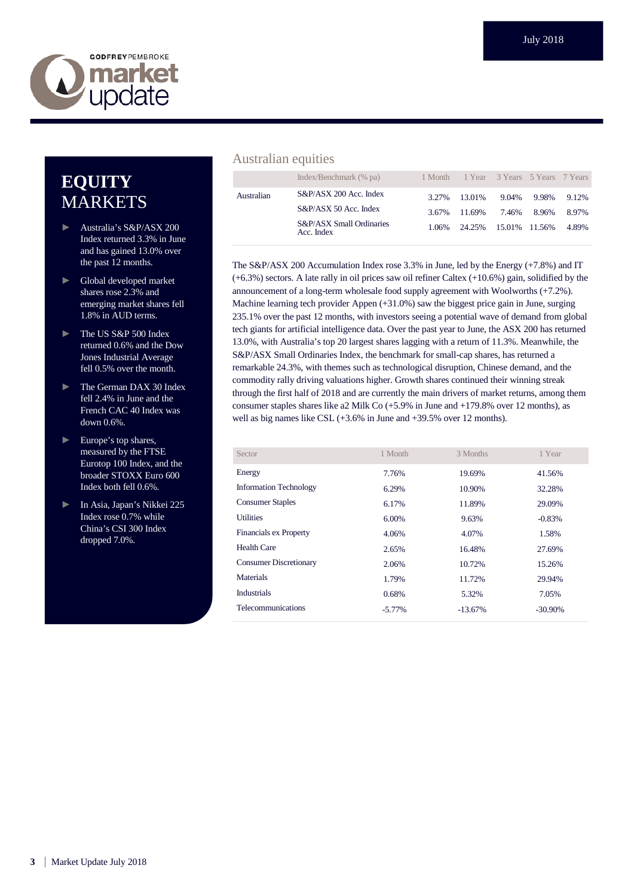# EQUITY MARKETS

- Australia's S&P/ASX 200 Index returned 3.3% in June and has gained 13.0% over the past 12 months.
- Global developed market shares rose 2.3% and emerging market shares fell 1.8% in AUD terms.
- The US S&P 500 Index returned 0.6% and the Dow Jones Industrial Average fell 0.5% over the month.
- The German DAX 30 Index fell 2.4% in June and the French CAC 40 Index was down 0.6%.
- Europe's top shares, measured by the FTSE Eurotop 100 Index, and the broader STOXX Euro 600 Index both fell 0.6%.
- In Asia, Japan's Nikkei 225 Index rose 0.7% while China's CSI 300 Index dropped 7.0%.

## Australian equities

| | Index/Benchmark (% pa) | 1 Month | 1 Year | 3 Years | 5 Years | 7 Years |
|---|---|---|---|---|---|---|
| Australian | S&P/ASX 200 Acc. Index | 3.27% | 13.01% | 9.04% | 9.98% | 9.12% |
| | S&P/ASX 50 Acc. Index | 3.67% | 11.69% | 7.46% | 8.96% | 8.97% |
| | S&P/ASX Small Ordinaries Acc. Index | 1.06% | 24.25% | 15.01% | 11.56% | 4.89% |

The S&P/ASX 200 Accumulation Index rose 3.3% in June, led by the Energy (+7.8%) and IT (+6.3%) sectors. A late rally in oil prices saw oil refiner Caltex (+10.6%) gain, solidified by the announcement of a long-term wholesale food supply agreement with Woolworths (+7.2%). Machine learning tech provider Appen (+31.0%) saw the biggest price gain in June, surging 235.1% over the past 12 months, with investors seeing a potential wave of demand from global tech giants for artificial intelligence data. Over the past year to June, the ASX 200 has returned 13.0%, with Australia's top 20 largest shares lagging with a return of 11.3%. Meanwhile, the S&P/ASX Small Ordinaries Index, the benchmark for small-cap shares, has returned a remarkable 24.3%, with themes such as technological disruption, Chinese demand, and the commodity rally driving valuations higher. Growth shares continued their winning streak through the first half of 2018 and are currently the main drivers of market returns, among them consumer staples shares like a2 Milk Co (+5.9% in June and +179.8% over 12 months), as well as big names like CSL (+3.6% in June and +39.5% over 12 months).

| Sector | 1 Month | 3 Months | 1 Year |
|---|---|---|---|
| Energy | 7.76% | 19.69% | 41.56% |
| Information Technology | 6.29% | 10.90% | 32.28% |
| Consumer Staples | 6.17% | 11.89% | 29.09% |
| Utilities | 6.00% | 9.63% | -0.83% |
| Financials ex Property | 4.06% | 4.07% | 1.58% |
| Health Care | 2.65% | 16.48% | 27.69% |
| Consumer Discretionary | 2.06% | 10.72% | 15.26% |
| Materials | 1.79% | 11.72% | 29.94% |
| Industrials | 0.68% | 5.32% | 7.05% |
| Telecommunications | -5.77% | -13.67% | -30.90% |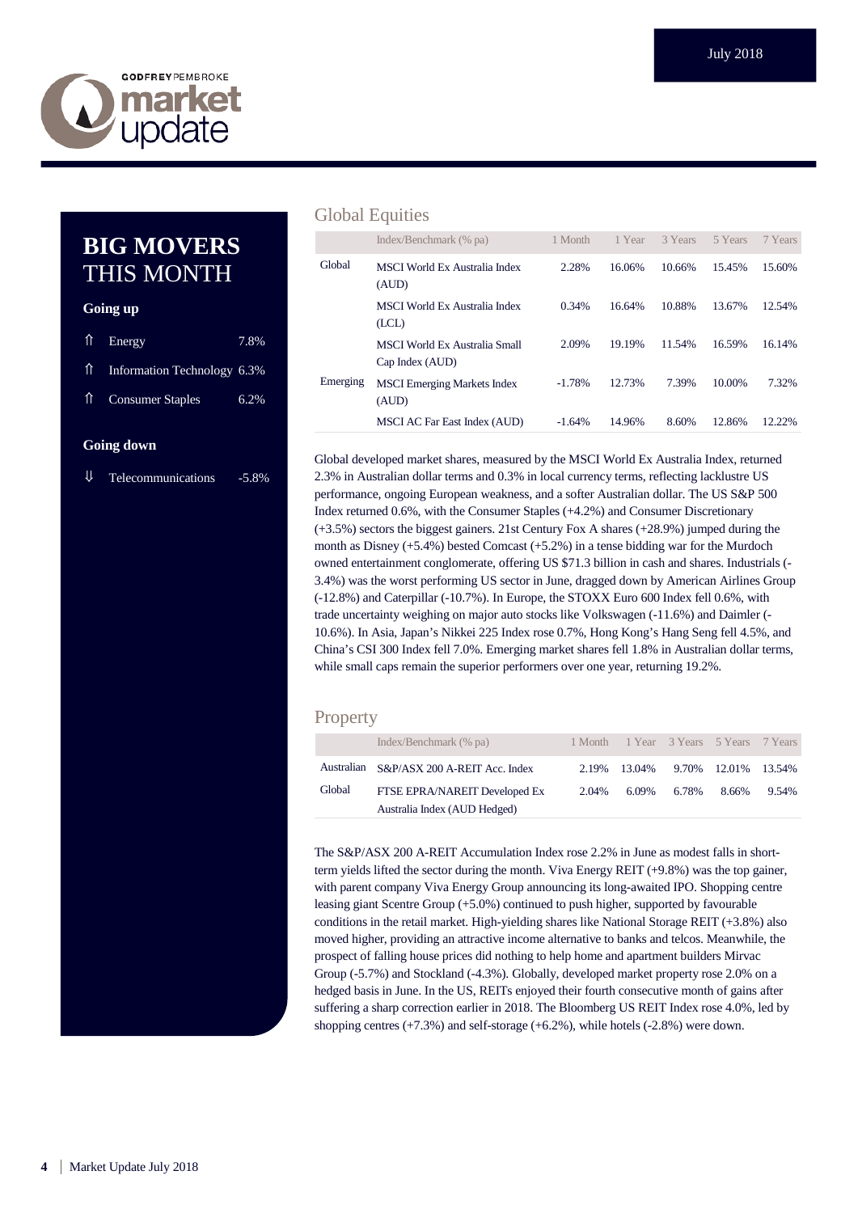## BIG MOVERS THIS MONTH

**Going up**

| | | |
|---|---|---|
| ⇑ | Energy | 7.8% |
| ⇑ | Information Technology | 6.3% |
| ⇑ | Consumer Staples | 6.2% |

**Going down**

| | | |
|---|---|---|
| ⇓ | Telecommunications | -5.8% |

## Global Equities

| | Index/Benchmark (% pa) | 1 Month | 1 Year | 3 Years | 5 Years | 7 Years |
|---|---|---|---|---|---|---|
| Global | MSCI World Ex Australia Index (AUD) | 2.28% | 16.06% | 10.66% | 15.45% | 15.60% |
| | MSCI World Ex Australia Index (LCL) | 0.34% | 16.64% | 10.88% | 13.67% | 12.54% |
| | MSCI World Ex Australia Small Cap Index (AUD) | 2.09% | 19.19% | 11.54% | 16.59% | 16.14% |
| Emerging | MSCI Emerging Markets Index (AUD) | -1.78% | 12.73% | 7.39% | 10.00% | 7.32% |
| | MSCI AC Far East Index (AUD) | -1.64% | 14.96% | 8.60% | 12.86% | 12.22% |

Global developed market shares, measured by the MSCI World Ex Australia Index, returned 2.3% in Australian dollar terms and 0.3% in local currency terms, reflecting lacklustre US performance, ongoing European weakness, and a softer Australian dollar. The US S&P 500 Index returned 0.6%, with the Consumer Staples (+4.2%) and Consumer Discretionary (+3.5%) sectors the biggest gainers. 21st Century Fox A shares (+28.9%) jumped during the month as Disney (+5.4%) bested Comcast (+5.2%) in a tense bidding war for the Murdoch owned entertainment conglomerate, offering US $71.3 billion in cash and shares. Industrials (-3.4%) was the worst performing US sector in June, dragged down by American Airlines Group (-12.8%) and Caterpillar (-10.7%). In Europe, the STOXX Euro 600 Index fell 0.6%, with trade uncertainty weighing on major auto stocks like Volkswagen (-11.6%) and Daimler (-10.6%). In Asia, Japan's Nikkei 225 Index rose 0.7%, Hong Kong's Hang Seng fell 4.5%, and China's CSI 300 Index fell 7.0%. Emerging market shares fell 1.8% in Australian dollar terms, while small caps remain the superior performers over one year, returning 19.2%.

## Property

| | Index/Benchmark (% pa) | 1 Month | 1 Year | 3 Years | 5 Years | 7 Years |
|---|---|---|---|---|---|---|
| Australian | S&P/ASX 200 A-REIT Acc. Index | 2.19% | 13.04% | 9.70% | 12.01% | 13.54% |
| Global | FTSE EPRA/NAREIT Developed Ex Australia Index (AUD Hedged) | 2.04% | 6.09% | 6.78% | 8.66% | 9.54% |

The S&P/ASX 200 A-REIT Accumulation Index rose 2.2% in June as modest falls in short-term yields lifted the sector during the month. Viva Energy REIT (+9.8%) was the top gainer, with parent company Viva Energy Group announcing its long-awaited IPO. Shopping centre leasing giant Scentre Group (+5.0%) continued to push higher, supported by favourable conditions in the retail market. High-yielding shares like National Storage REIT (+3.8%) also moved higher, providing an attractive income alternative to banks and telcos. Meanwhile, the prospect of falling house prices did nothing to help home and apartment builders Mirvac Group (-5.7%) and Stockland (-4.3%). Globally, developed market property rose 2.0% on a hedged basis in June. In the US, REITs enjoyed their fourth consecutive month of gains after suffering a sharp correction earlier in 2018. The Bloomberg US REIT Index rose 4.0%, led by shopping centres (+7.3%) and self-storage (+6.2%), while hotels (-2.8%) were down.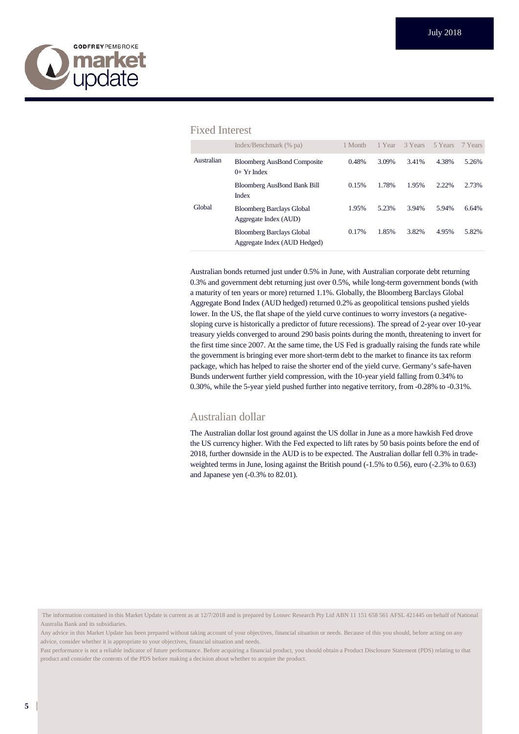## Fixed Interest

| | Index/Benchmark (% pa) | 1 Month | 1 Year | 3 Years | 5 Years | 7 Years |
|---|---|---|---|---|---|---|
| Australian | Bloomberg AusBond Composite 0+ Yr Index | 0.48% | 3.09% | 3.41% | 4.38% | 5.26% |
| | Bloomberg AusBond Bank Bill Index | 0.15% | 1.78% | 1.95% | 2.22% | 2.73% |
| Global | Bloomberg Barclays Global Aggregate Index (AUD) | 1.95% | 5.23% | 3.94% | 5.94% | 6.64% |
| | Bloomberg Barclays Global Aggregate Index (AUD Hedged) | 0.17% | 1.85% | 3.82% | 4.95% | 5.82% |

Australian bonds returned just under 0.5% in June, with Australian corporate debt returning 0.3% and government debt returning just over 0.5%, while long-term government bonds (with a maturity of ten years or more) returned 1.1%. Globally, the Bloomberg Barclays Global Aggregate Bond Index (AUD hedged) returned 0.2% as geopolitical tensions pushed yields lower. In the US, the flat shape of the yield curve continues to worry investors (a negative-sloping curve is historically a predictor of future recessions). The spread of 2-year over 10-year treasury yields converged to around 290 basis points during the month, threatening to invert for the first time since 2007. At the same time, the US Fed is gradually raising the funds rate while the government is bringing ever more short-term debt to the market to finance its tax reform package, which has helped to raise the shorter end of the yield curve. Germany's safe-haven Bunds underwent further yield compression, with the 10-year yield falling from 0.34% to 0.30%, while the 5-year yield pushed further into negative territory, from -0.28% to -0.31%.

## Australian dollar

The Australian dollar lost ground against the US dollar in June as a more hawkish Fed drove the US currency higher. With the Fed expected to lift rates by 50 basis points before the end of 2018, further downside in the AUD is to be expected. The Australian dollar fell 0.3% in trade-weighted terms in June, losing against the British pound (-1.5% to 0.56), euro (-2.3% to 0.63) and Japanese yen (-0.3% to 82.01).

The information contained in this Market Update is current as at 12/7/2018 and is prepared by Lonsec Research Pty Ltd ABN 11 151 658 561 AFSL 421445 on behalf of National Australia Bank and its subsidiaries.

Any advice in this Market Update has been prepared without taking account of your objectives, financial situation or needs. Because of this you should, before acting on any advice, consider whether it is appropriate to your objectives, financial situation and needs.

Past performance is not a reliable indicator of future performance. Before acquiring a financial product, you should obtain a Product Disclosure Statement (PDS) relating to that product and consider the contents of the PDS before making a decision about whether to acquire the product.